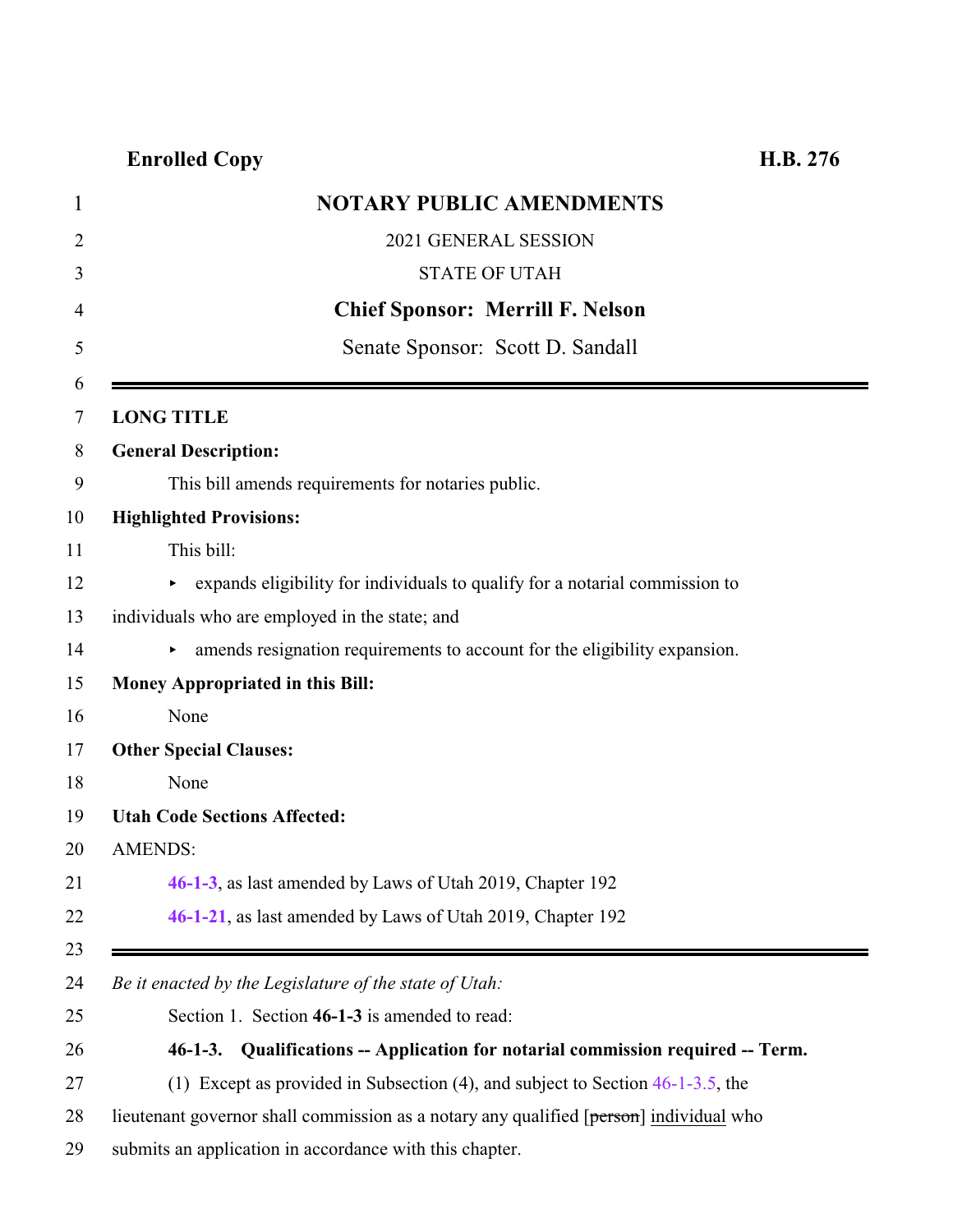**Enrolled Copy** **H.B. 276**

# NOTARY PUBLIC AMENDMENTS

2021 GENERAL SESSION

STATE OF UTAH

**Chief Sponsor: Merrill F. Nelson**

Senate Sponsor: Scott D. Sandall

---

**LONG TITLE**

**General Description:**

This bill amends requirements for notaries public.

**Highlighted Provisions:**

This bill:

- expands eligibility for individuals to qualify for a notarial commission to individuals who are employed in the state; and
- amends resignation requirements to account for the eligibility expansion.

**Money Appropriated in this Bill:**

None

**Other Special Clauses:**

None

**Utah Code Sections Affected:**

AMENDS:

**46-1-3**, as last amended by Laws of Utah 2019, Chapter 192

**46-1-21**, as last amended by Laws of Utah 2019, Chapter 192

---

*Be it enacted by the Legislature of the state of Utah:*

Section 1. Section **46-1-3** is amended to read:

**46-1-3. Qualifications -- Application for notarial commission required -- Term.**

(1) Except as provided in Subsection (4), and subject to Section 46-1-3.5, the lieutenant governor shall commission as a notary any qualified [~~person~~] <u>individual</u> who submits an application in accordance with this chapter.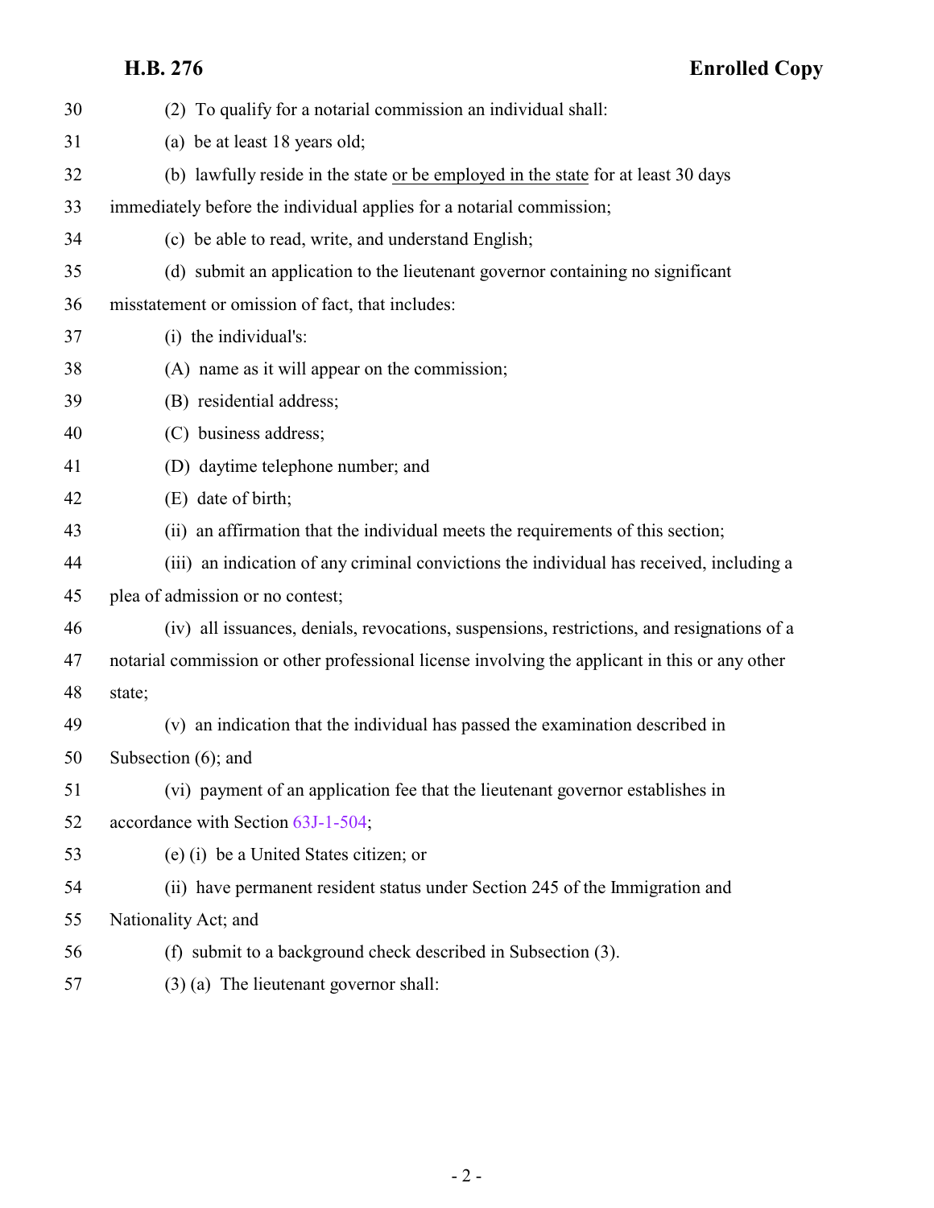(2) To qualify for a notarial commission an individual shall:

(a) be at least 18 years old;

(b) lawfully reside in the state <u>or be employed in the state</u> for at least 30 days immediately before the individual applies for a notarial commission;

(c) be able to read, write, and understand English;

(d) submit an application to the lieutenant governor containing no significant misstatement or omission of fact, that includes:

(i) the individual's:

(A) name as it will appear on the commission;

(B) residential address;

(C) business address;

(D) daytime telephone number; and

(E) date of birth;

(ii) an affirmation that the individual meets the requirements of this section;

(iii) an indication of any criminal convictions the individual has received, including a plea of admission or no contest;

(iv) all issuances, denials, revocations, suspensions, restrictions, and resignations of a notarial commission or other professional license involving the applicant in this or any other state;

(v) an indication that the individual has passed the examination described in Subsection (6); and

(vi) payment of an application fee that the lieutenant governor establishes in accordance with Section 63J-1-504;

(e) (i) be a United States citizen; or

(ii) have permanent resident status under Section 245 of the Immigration and Nationality Act; and

(f) submit to a background check described in Subsection (3).

(3) (a) The lieutenant governor shall: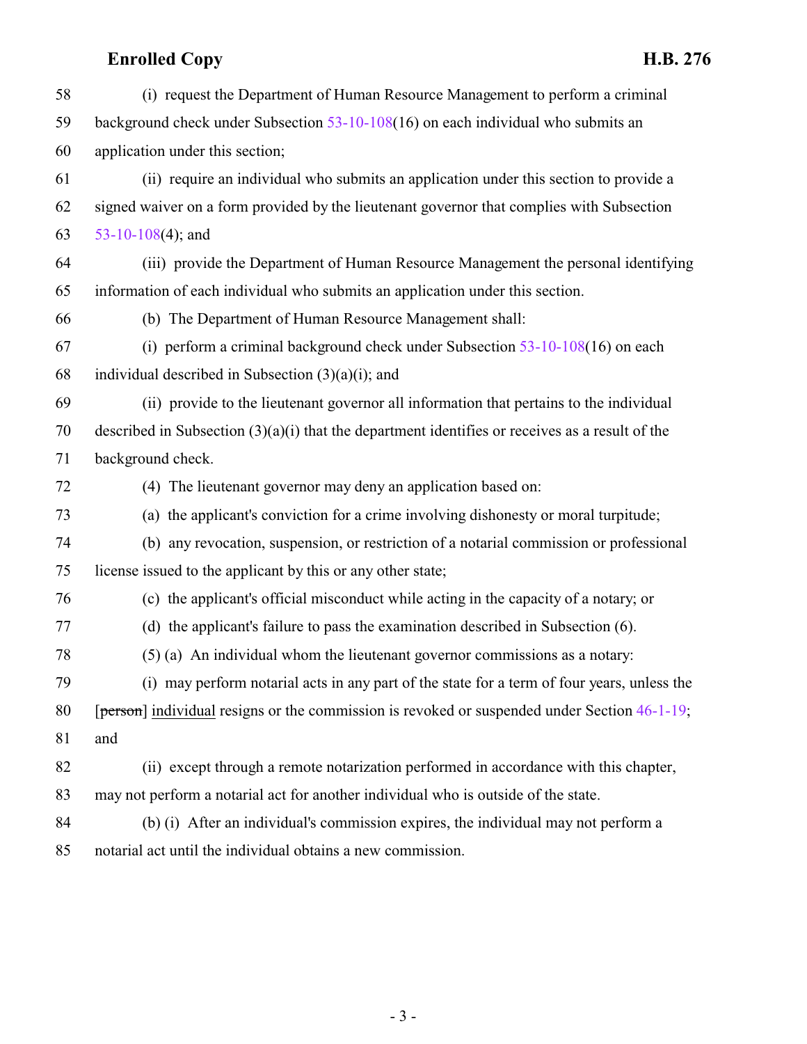(i) request the Department of Human Resource Management to perform a criminal background check under Subsection 53-10-108(16) on each individual who submits an application under this section;

(ii) require an individual who submits an application under this section to provide a signed waiver on a form provided by the lieutenant governor that complies with Subsection 53-10-108(4); and

(iii) provide the Department of Human Resource Management the personal identifying information of each individual who submits an application under this section.

(b) The Department of Human Resource Management shall:

(i) perform a criminal background check under Subsection 53-10-108(16) on each individual described in Subsection (3)(a)(i); and

(ii) provide to the lieutenant governor all information that pertains to the individual described in Subsection (3)(a)(i) that the department identifies or receives as a result of the background check.

(4) The lieutenant governor may deny an application based on:

(a) the applicant's conviction for a crime involving dishonesty or moral turpitude;

(b) any revocation, suspension, or restriction of a notarial commission or professional license issued to the applicant by this or any other state;

(c) the applicant's official misconduct while acting in the capacity of a notary; or

(d) the applicant's failure to pass the examination described in Subsection (6).

(5) (a) An individual whom the lieutenant governor commissions as a notary:

(i) may perform notarial acts in any part of the state for a term of four years, unless the [~~person~~] individual resigns or the commission is revoked or suspended under Section 46-1-19; and

(ii) except through a remote notarization performed in accordance with this chapter, may not perform a notarial act for another individual who is outside of the state.

(b) (i) After an individual's commission expires, the individual may not perform a notarial act until the individual obtains a new commission.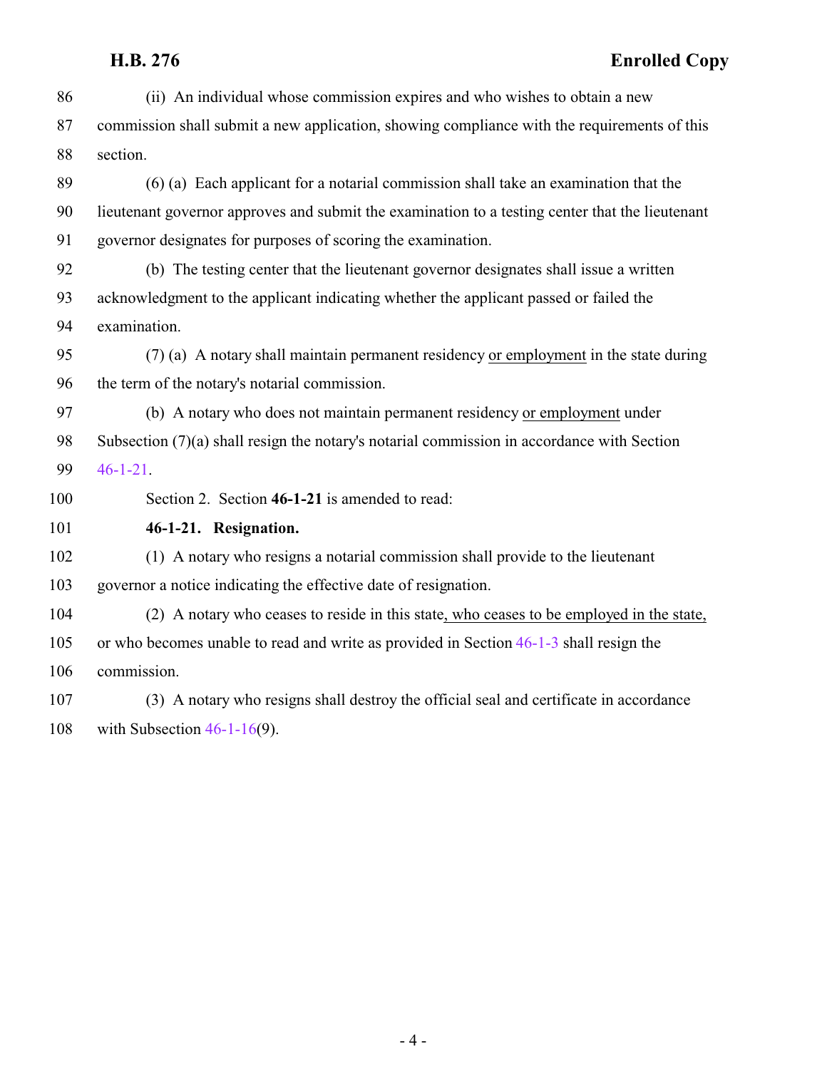(ii) An individual whose commission expires and who wishes to obtain a new commission shall submit a new application, showing compliance with the requirements of this section.

(6) (a) Each applicant for a notarial commission shall take an examination that the lieutenant governor approves and submit the examination to a testing center that the lieutenant governor designates for purposes of scoring the examination.

(b) The testing center that the lieutenant governor designates shall issue a written acknowledgment to the applicant indicating whether the applicant passed or failed the examination.

(7) (a) A notary shall maintain permanent residency <u>or employment</u> in the state during the term of the notary's notarial commission.

(b) A notary who does not maintain permanent residency <u>or employment</u> under Subsection (7)(a) shall resign the notary's notarial commission in accordance with Section 46-1-21.

Section 2. Section **46-1-21** is amended to read:

**46-1-21. Resignation.**

(1) A notary who resigns a notarial commission shall provide to the lieutenant governor a notice indicating the effective date of resignation.

(2) A notary who ceases to reside in this state<u>, who ceases to be employed in the state,</u> or who becomes unable to read and write as provided in Section 46-1-3 shall resign the commission.

(3) A notary who resigns shall destroy the official seal and certificate in accordance with Subsection 46-1-16(9).